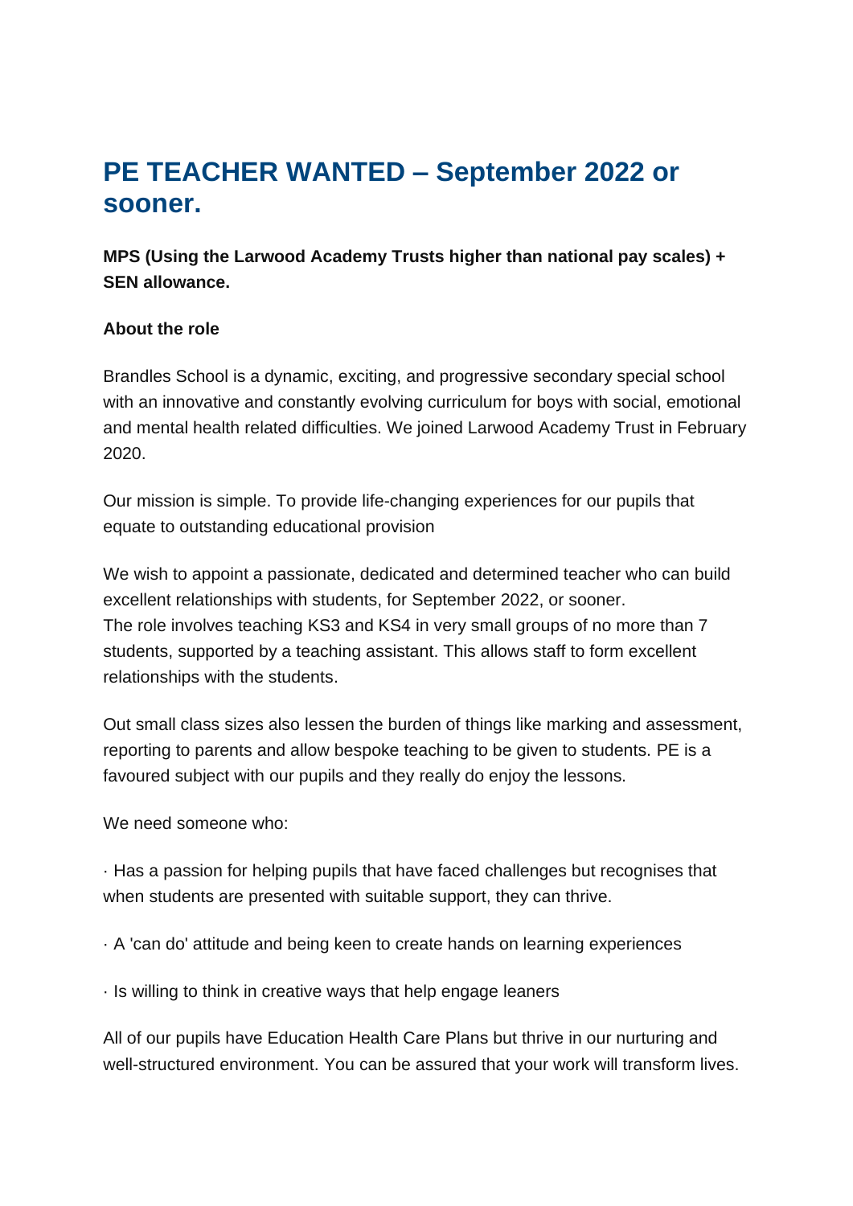# PE TEACHER WANTED – September 2022 or sooner.

**MPS (Using the Larwood Academy Trusts higher than national pay scales) + SEN allowance.**

**About the role**

Brandles School is a dynamic, exciting, and progressive secondary special school with an innovative and constantly evolving curriculum for boys with social, emotional and mental health related difficulties. We joined Larwood Academy Trust in February 2020.

Our mission is simple. To provide life-changing experiences for our pupils that equate to outstanding educational provision

We wish to appoint a passionate, dedicated and determined teacher who can build excellent relationships with students, for September 2022, or sooner.
The role involves teaching KS3 and KS4 in very small groups of no more than 7 students, supported by a teaching assistant. This allows staff to form excellent relationships with the students.

Out small class sizes also lessen the burden of things like marking and assessment, reporting to parents and allow bespoke teaching to be given to students. PE is a favoured subject with our pupils and they really do enjoy the lessons.

We need someone who:

· Has a passion for helping pupils that have faced challenges but recognises that when students are presented with suitable support, they can thrive.

· A 'can do' attitude and being keen to create hands on learning experiences

· Is willing to think in creative ways that help engage leaners

All of our pupils have Education Health Care Plans but thrive in our nurturing and well-structured environment. You can be assured that your work will transform lives.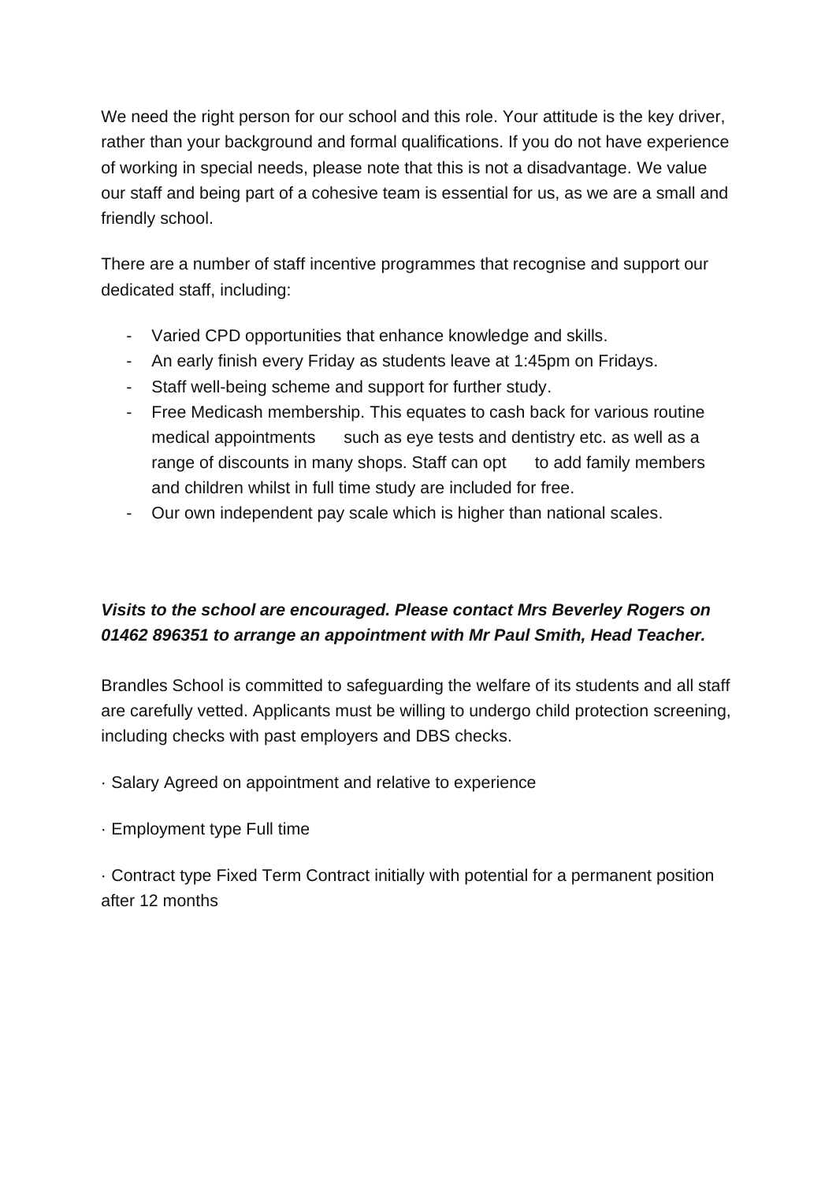We need the right person for our school and this role. Your attitude is the key driver, rather than your background and formal qualifications. If you do not have experience of working in special needs, please note that this is not a disadvantage. We value our staff and being part of a cohesive team is essential for us, as we are a small and friendly school.

There are a number of staff incentive programmes that recognise and support our dedicated staff, including:

- Varied CPD opportunities that enhance knowledge and skills.
- An early finish every Friday as students leave at 1:45pm on Fridays.
- Staff well-being scheme and support for further study.
- Free Medicash membership. This equates to cash back for various routine medical appointments such as eye tests and dentistry etc. as well as a range of discounts in many shops. Staff can opt to add family members and children whilst in full time study are included for free.
- Our own independent pay scale which is higher than national scales.

***Visits to the school are encouraged. Please contact Mrs Beverley Rogers on 01462 896351 to arrange an appointment with Mr Paul Smith, Head Teacher.***

Brandles School is committed to safeguarding the welfare of its students and all staff are carefully vetted. Applicants must be willing to undergo child protection screening, including checks with past employers and DBS checks.

· Salary Agreed on appointment and relative to experience

· Employment type Full time

· Contract type Fixed Term Contract initially with potential for a permanent position after 12 months